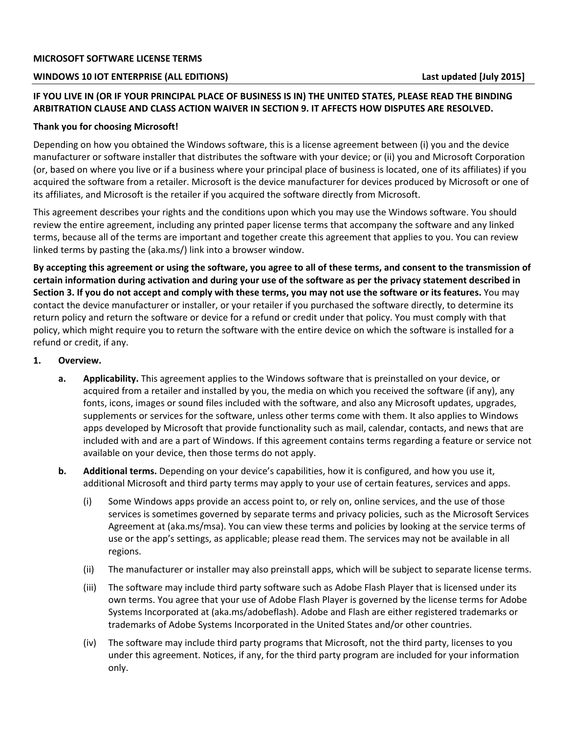**MICROSOFT SOFTWARE LICENSE TERMS**

**WINDOWS 10 IOT ENTERPRISE (ALL EDITIONS)** **Last updated [July 2015]**

**IF YOU LIVE IN (OR IF YOUR PRINCIPAL PLACE OF BUSINESS IS IN) THE UNITED STATES, PLEASE READ THE BINDING ARBITRATION CLAUSE AND CLASS ACTION WAIVER IN SECTION 9. IT AFFECTS HOW DISPUTES ARE RESOLVED.**

**Thank you for choosing Microsoft!**

Depending on how you obtained the Windows software, this is a license agreement between (i) you and the device manufacturer or software installer that distributes the software with your device; or (ii) you and Microsoft Corporation (or, based on where you live or if a business where your principal place of business is located, one of its affiliates) if you acquired the software from a retailer. Microsoft is the device manufacturer for devices produced by Microsoft or one of its affiliates, and Microsoft is the retailer if you acquired the software directly from Microsoft.

This agreement describes your rights and the conditions upon which you may use the Windows software. You should review the entire agreement, including any printed paper license terms that accompany the software and any linked terms, because all of the terms are important and together create this agreement that applies to you. You can review linked terms by pasting the (aka.ms/) link into a browser window.

**By accepting this agreement or using the software, you agree to all of these terms, and consent to the transmission of certain information during activation and during your use of the software as per the privacy statement described in Section 3. If you do not accept and comply with these terms, you may not use the software or its features.** You may contact the device manufacturer or installer, or your retailer if you purchased the software directly, to determine its return policy and return the software or device for a refund or credit under that policy. You must comply with that policy, which might require you to return the software with the entire device on which the software is installed for a refund or credit, if any.

1. **Overview.**
   - a. **Applicability.** This agreement applies to the Windows software that is preinstalled on your device, or acquired from a retailer and installed by you, the media on which you received the software (if any), any fonts, icons, images or sound files included with the software, and also any Microsoft updates, upgrades, supplements or services for the software, unless other terms come with them. It also applies to Windows apps developed by Microsoft that provide functionality such as mail, calendar, contacts, and news that are included with and are a part of Windows. If this agreement contains terms regarding a feature or service not available on your device, then those terms do not apply.
   - b. **Additional terms.** Depending on your device's capabilities, how it is configured, and how you use it, additional Microsoft and third party terms may apply to your use of certain features, services and apps.
     - (i) Some Windows apps provide an access point to, or rely on, online services, and the use of those services is sometimes governed by separate terms and privacy policies, such as the Microsoft Services Agreement at (aka.ms/msa). You can view these terms and policies by looking at the service terms of use or the app's settings, as applicable; please read them. The services may not be available in all regions.
     - (ii) The manufacturer or installer may also preinstall apps, which will be subject to separate license terms.
     - (iii) The software may include third party software such as Adobe Flash Player that is licensed under its own terms. You agree that your use of Adobe Flash Player is governed by the license terms for Adobe Systems Incorporated at (aka.ms/adobeflash). Adobe and Flash are either registered trademarks or trademarks of Adobe Systems Incorporated in the United States and/or other countries.
     - (iv) The software may include third party programs that Microsoft, not the third party, licenses to you under this agreement. Notices, if any, for the third party program are included for your information only.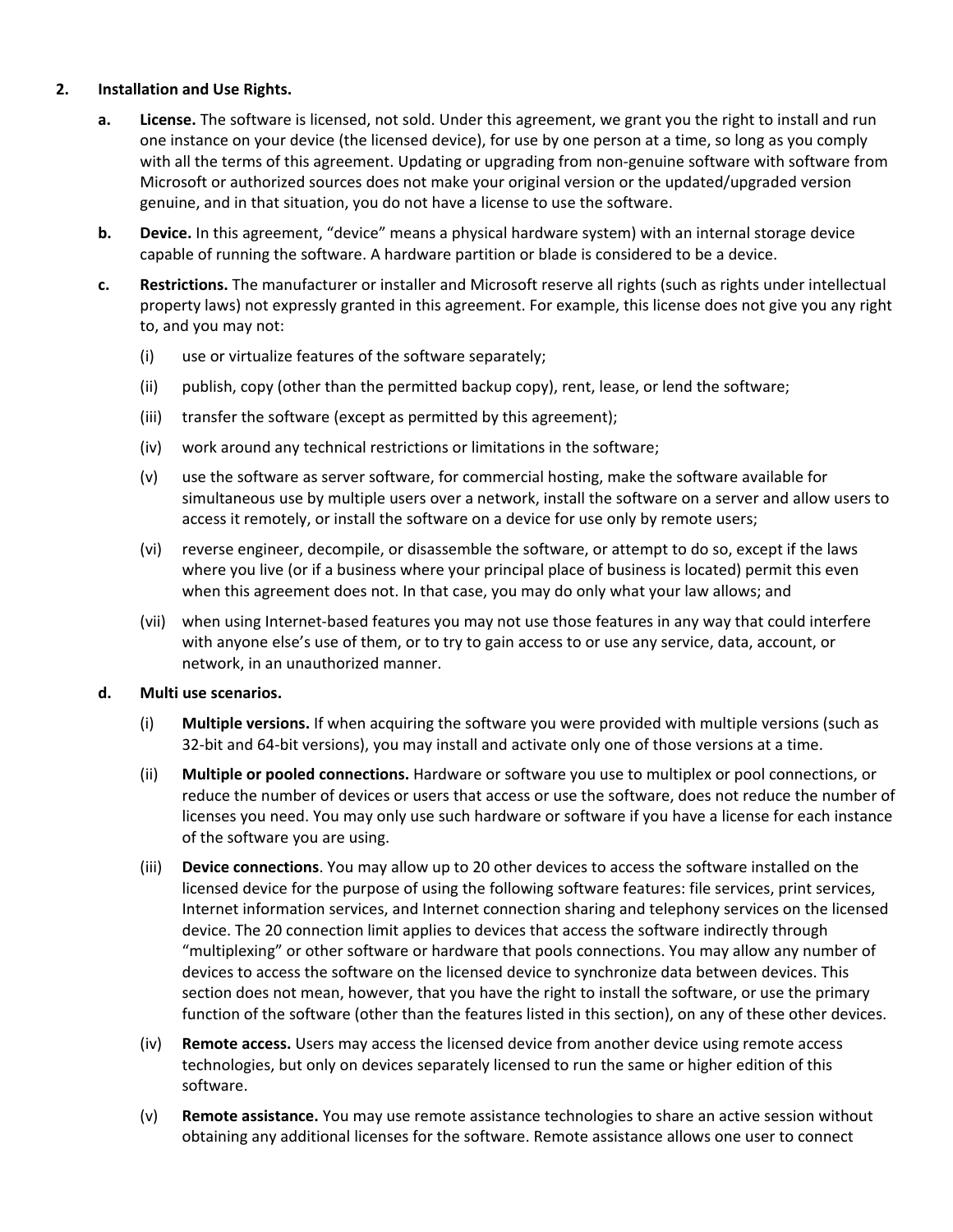2. **Installation and Use Rights.**

   a. **License.** The software is licensed, not sold. Under this agreement, we grant you the right to install and run one instance on your device (the licensed device), for use by one person at a time, so long as you comply with all the terms of this agreement. Updating or upgrading from non-genuine software with software from Microsoft or authorized sources does not make your original version or the updated/upgraded version genuine, and in that situation, you do not have a license to use the software.

   b. **Device.** In this agreement, "device" means a physical hardware system) with an internal storage device capable of running the software. A hardware partition or blade is considered to be a device.

   c. **Restrictions.** The manufacturer or installer and Microsoft reserve all rights (such as rights under intellectual property laws) not expressly granted in this agreement. For example, this license does not give you any right to, and you may not:

      (i) use or virtualize features of the software separately;

      (ii) publish, copy (other than the permitted backup copy), rent, lease, or lend the software;

      (iii) transfer the software (except as permitted by this agreement);

      (iv) work around any technical restrictions or limitations in the software;

      (v) use the software as server software, for commercial hosting, make the software available for simultaneous use by multiple users over a network, install the software on a server and allow users to access it remotely, or install the software on a device for use only by remote users;

      (vi) reverse engineer, decompile, or disassemble the software, or attempt to do so, except if the laws where you live (or if a business where your principal place of business is located) permit this even when this agreement does not. In that case, you may do only what your law allows; and

      (vii) when using Internet-based features you may not use those features in any way that could interfere with anyone else's use of them, or to try to gain access to or use any service, data, account, or network, in an unauthorized manner.

   d. **Multi use scenarios.**

      (i) **Multiple versions.** If when acquiring the software you were provided with multiple versions (such as 32-bit and 64-bit versions), you may install and activate only one of those versions at a time.

      (ii) **Multiple or pooled connections.** Hardware or software you use to multiplex or pool connections, or reduce the number of devices or users that access or use the software, does not reduce the number of licenses you need. You may only use such hardware or software if you have a license for each instance of the software you are using.

      (iii) **Device connections**. You may allow up to 20 other devices to access the software installed on the licensed device for the purpose of using the following software features: file services, print services, Internet information services, and Internet connection sharing and telephony services on the licensed device. The 20 connection limit applies to devices that access the software indirectly through "multiplexing" or other software or hardware that pools connections. You may allow any number of devices to access the software on the licensed device to synchronize data between devices. This section does not mean, however, that you have the right to install the software, or use the primary function of the software (other than the features listed in this section), on any of these other devices.

      (iv) **Remote access.** Users may access the licensed device from another device using remote access technologies, but only on devices separately licensed to run the same or higher edition of this software.

      (v) **Remote assistance.** You may use remote assistance technologies to share an active session without obtaining any additional licenses for the software. Remote assistance allows one user to connect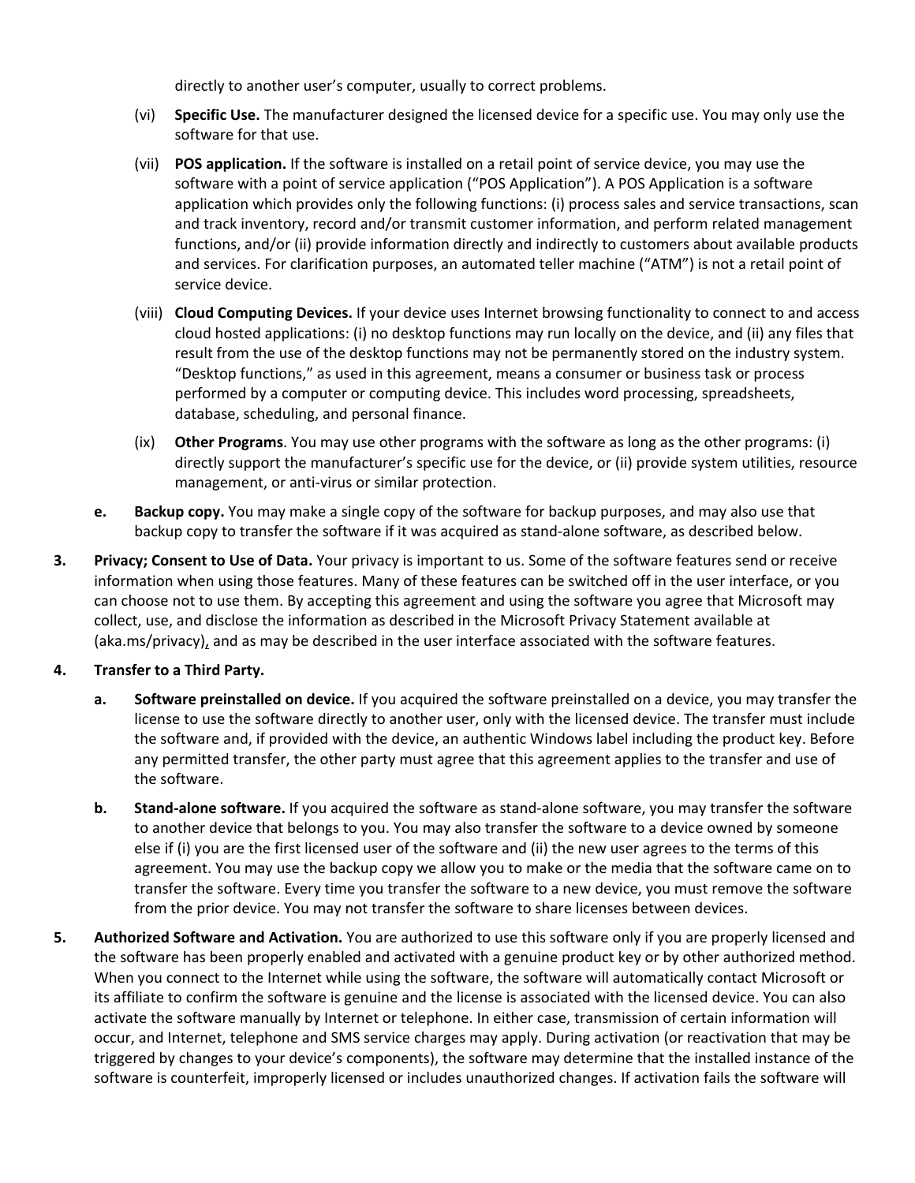directly to another user's computer, usually to correct problems.

(vi) **Specific Use.** The manufacturer designed the licensed device for a specific use. You may only use the software for that use.

(vii) **POS application.** If the software is installed on a retail point of service device, you may use the software with a point of service application ("POS Application"). A POS Application is a software application which provides only the following functions: (i) process sales and service transactions, scan and track inventory, record and/or transmit customer information, and perform related management functions, and/or (ii) provide information directly and indirectly to customers about available products and services. For clarification purposes, an automated teller machine ("ATM") is not a retail point of service device.

(viii) **Cloud Computing Devices.** If your device uses Internet browsing functionality to connect to and access cloud hosted applications: (i) no desktop functions may run locally on the device, and (ii) any files that result from the use of the desktop functions may not be permanently stored on the industry system. "Desktop functions," as used in this agreement, means a consumer or business task or process performed by a computer or computing device. This includes word processing, spreadsheets, database, scheduling, and personal finance.

(ix) **Other Programs**. You may use other programs with the software as long as the other programs: (i) directly support the manufacturer's specific use for the device, or (ii) provide system utilities, resource management, or anti-virus or similar protection.

**e.** **Backup copy.** You may make a single copy of the software for backup purposes, and may also use that backup copy to transfer the software if it was acquired as stand-alone software, as described below.

**3.** **Privacy; Consent to Use of Data.** Your privacy is important to us. Some of the software features send or receive information when using those features. Many of these features can be switched off in the user interface, or you can choose not to use them. By accepting this agreement and using the software you agree that Microsoft may collect, use, and disclose the information as described in the Microsoft Privacy Statement available at (aka.ms/privacy), and as may be described in the user interface associated with the software features.

**4.** **Transfer to a Third Party.**

**a.** **Software preinstalled on device.** If you acquired the software preinstalled on a device, you may transfer the license to use the software directly to another user, only with the licensed device. The transfer must include the software and, if provided with the device, an authentic Windows label including the product key. Before any permitted transfer, the other party must agree that this agreement applies to the transfer and use of the software.

**b.** **Stand-alone software.** If you acquired the software as stand-alone software, you may transfer the software to another device that belongs to you. You may also transfer the software to a device owned by someone else if (i) you are the first licensed user of the software and (ii) the new user agrees to the terms of this agreement. You may use the backup copy we allow you to make or the media that the software came on to transfer the software. Every time you transfer the software to a new device, you must remove the software from the prior device. You may not transfer the software to share licenses between devices.

**5.** **Authorized Software and Activation.** You are authorized to use this software only if you are properly licensed and the software has been properly enabled and activated with a genuine product key or by other authorized method. When you connect to the Internet while using the software, the software will automatically contact Microsoft or its affiliate to confirm the software is genuine and the license is associated with the licensed device. You can also activate the software manually by Internet or telephone. In either case, transmission of certain information will occur, and Internet, telephone and SMS service charges may apply. During activation (or reactivation that may be triggered by changes to your device's components), the software may determine that the installed instance of the software is counterfeit, improperly licensed or includes unauthorized changes. If activation fails the software will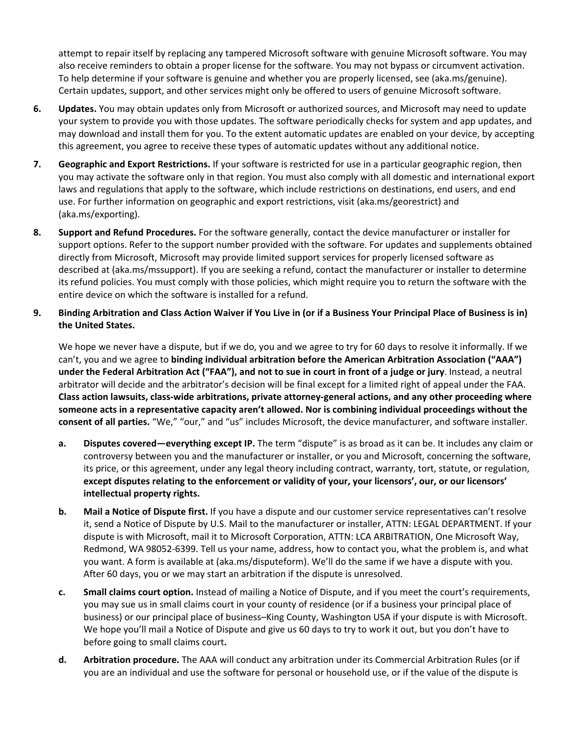attempt to repair itself by replacing any tampered Microsoft software with genuine Microsoft software. You may also receive reminders to obtain a proper license for the software. You may not bypass or circumvent activation. To help determine if your software is genuine and whether you are properly licensed, see (aka.ms/genuine). Certain updates, support, and other services might only be offered to users of genuine Microsoft software.

6. **Updates.** You may obtain updates only from Microsoft or authorized sources, and Microsoft may need to update your system to provide you with those updates. The software periodically checks for system and app updates, and may download and install them for you. To the extent automatic updates are enabled on your device, by accepting this agreement, you agree to receive these types of automatic updates without any additional notice.

7. **Geographic and Export Restrictions.** If your software is restricted for use in a particular geographic region, then you may activate the software only in that region. You must also comply with all domestic and international export laws and regulations that apply to the software, which include restrictions on destinations, end users, and end use. For further information on geographic and export restrictions, visit (aka.ms/georestrict) and (aka.ms/exporting).

8. **Support and Refund Procedures.** For the software generally, contact the device manufacturer or installer for support options. Refer to the support number provided with the software. For updates and supplements obtained directly from Microsoft, Microsoft may provide limited support services for properly licensed software as described at (aka.ms/mssupport). If you are seeking a refund, contact the manufacturer or installer to determine its refund policies. You must comply with those policies, which might require you to return the software with the entire device on which the software is installed for a refund.

9. **Binding Arbitration and Class Action Waiver if You Live in (or if a Business Your Principal Place of Business is in) the United States.**

   We hope we never have a dispute, but if we do, you and we agree to try for 60 days to resolve it informally. If we can't, you and we agree to **binding individual arbitration before the American Arbitration Association ("AAA") under the Federal Arbitration Act ("FAA"), and not to sue in court in front of a judge or jury**. Instead, a neutral arbitrator will decide and the arbitrator's decision will be final except for a limited right of appeal under the FAA. **Class action lawsuits, class-wide arbitrations, private attorney-general actions, and any other proceeding where someone acts in a representative capacity aren't allowed. Nor is combining individual proceedings without the consent of all parties.** "We," "our," and "us" includes Microsoft, the device manufacturer, and software installer.

   a. **Disputes covered—everything except IP.** The term "dispute" is as broad as it can be. It includes any claim or controversy between you and the manufacturer or installer, or you and Microsoft, concerning the software, its price, or this agreement, under any legal theory including contract, warranty, tort, statute, or regulation, **except disputes relating to the enforcement or validity of your, your licensors', our, or our licensors' intellectual property rights.**

   b. **Mail a Notice of Dispute first.** If you have a dispute and our customer service representatives can't resolve it, send a Notice of Dispute by U.S. Mail to the manufacturer or installer, ATTN: LEGAL DEPARTMENT. If your dispute is with Microsoft, mail it to Microsoft Corporation, ATTN: LCA ARBITRATION, One Microsoft Way, Redmond, WA 98052-6399. Tell us your name, address, how to contact you, what the problem is, and what you want. A form is available at (aka.ms/disputeform). We'll do the same if we have a dispute with you. After 60 days, you or we may start an arbitration if the dispute is unresolved.

   c. **Small claims court option.** Instead of mailing a Notice of Dispute, and if you meet the court's requirements, you may sue us in small claims court in your county of residence (or if a business your principal place of business) or our principal place of business–King County, Washington USA if your dispute is with Microsoft. We hope you'll mail a Notice of Dispute and give us 60 days to try to work it out, but you don't have to before going to small claims court**.**

   d. **Arbitration procedure.** The AAA will conduct any arbitration under its Commercial Arbitration Rules (or if you are an individual and use the software for personal or household use, or if the value of the dispute is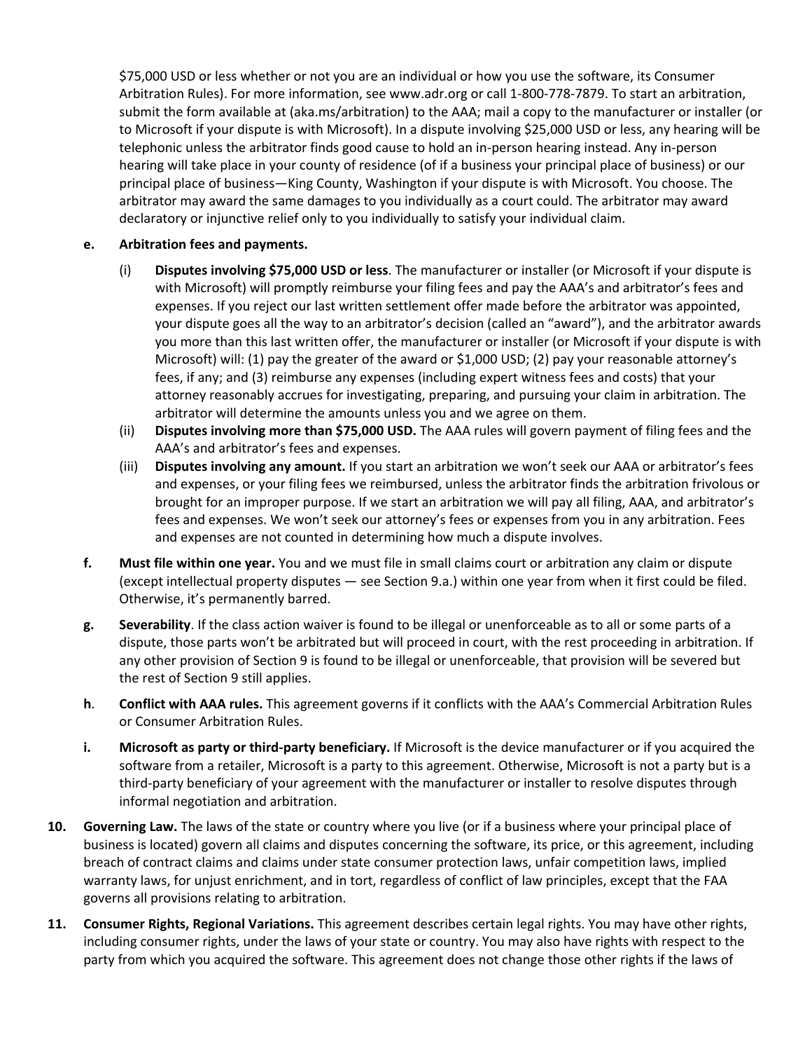$75,000 USD or less whether or not you are an individual or how you use the software, its Consumer Arbitration Rules). For more information, see www.adr.org or call 1-800-778-7879. To start an arbitration, submit the form available at (aka.ms/arbitration) to the AAA; mail a copy to the manufacturer or installer (or to Microsoft if your dispute is with Microsoft). In a dispute involving $25,000 USD or less, any hearing will be telephonic unless the arbitrator finds good cause to hold an in-person hearing instead. Any in-person hearing will take place in your county of residence (of if a business your principal place of business) or our principal place of business—King County, Washington if your dispute is with Microsoft. You choose. The arbitrator may award the same damages to you individually as a court could. The arbitrator may award declaratory or injunctive relief only to you individually to satisfy your individual claim.

**e. Arbitration fees and payments.**

(i) **Disputes involving $75,000 USD or less**. The manufacturer or installer (or Microsoft if your dispute is with Microsoft) will promptly reimburse your filing fees and pay the AAA's and arbitrator's fees and expenses. If you reject our last written settlement offer made before the arbitrator was appointed, your dispute goes all the way to an arbitrator's decision (called an "award"), and the arbitrator awards you more than this last written offer, the manufacturer or installer (or Microsoft if your dispute is with Microsoft) will: (1) pay the greater of the award or $1,000 USD; (2) pay your reasonable attorney's fees, if any; and (3) reimburse any expenses (including expert witness fees and costs) that your attorney reasonably accrues for investigating, preparing, and pursuing your claim in arbitration. The arbitrator will determine the amounts unless you and we agree on them.

(ii) **Disputes involving more than $75,000 USD.** The AAA rules will govern payment of filing fees and the AAA's and arbitrator's fees and expenses.

(iii) **Disputes involving any amount.** If you start an arbitration we won't seek our AAA or arbitrator's fees and expenses, or your filing fees we reimbursed, unless the arbitrator finds the arbitration frivolous or brought for an improper purpose. If we start an arbitration we will pay all filing, AAA, and arbitrator's fees and expenses. We won't seek our attorney's fees or expenses from you in any arbitration. Fees and expenses are not counted in determining how much a dispute involves.

**f. Must file within one year.** You and we must file in small claims court or arbitration any claim or dispute (except intellectual property disputes — see Section 9.a.) within one year from when it first could be filed. Otherwise, it's permanently barred.

**g. Severability**. If the class action waiver is found to be illegal or unenforceable as to all or some parts of a dispute, those parts won't be arbitrated but will proceed in court, with the rest proceeding in arbitration. If any other provision of Section 9 is found to be illegal or unenforceable, that provision will be severed but the rest of Section 9 still applies.

**h. Conflict with AAA rules.** This agreement governs if it conflicts with the AAA's Commercial Arbitration Rules or Consumer Arbitration Rules.

**i. Microsoft as party or third-party beneficiary.** If Microsoft is the device manufacturer or if you acquired the software from a retailer, Microsoft is a party to this agreement. Otherwise, Microsoft is not a party but is a third-party beneficiary of your agreement with the manufacturer or installer to resolve disputes through informal negotiation and arbitration.

**10. Governing Law.** The laws of the state or country where you live (or if a business where your principal place of business is located) govern all claims and disputes concerning the software, its price, or this agreement, including breach of contract claims and claims under state consumer protection laws, unfair competition laws, implied warranty laws, for unjust enrichment, and in tort, regardless of conflict of law principles, except that the FAA governs all provisions relating to arbitration.

**11. Consumer Rights, Regional Variations.** This agreement describes certain legal rights. You may have other rights, including consumer rights, under the laws of your state or country. You may also have rights with respect to the party from which you acquired the software. This agreement does not change those other rights if the laws of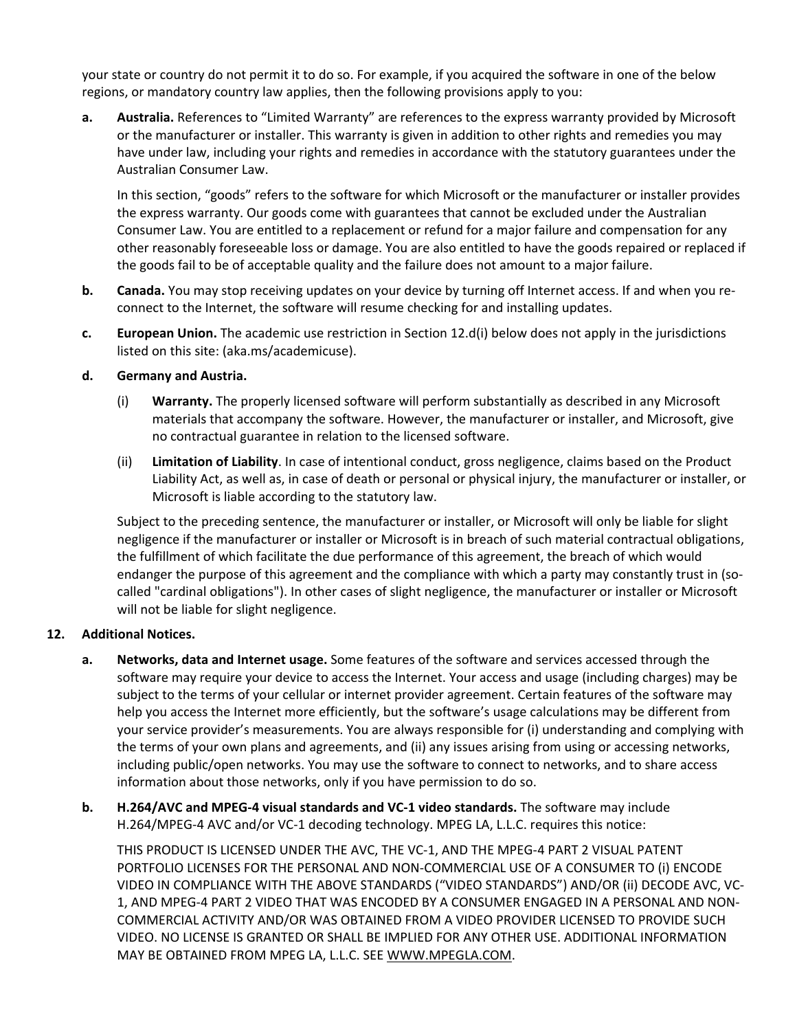your state or country do not permit it to do so. For example, if you acquired the software in one of the below regions, or mandatory country law applies, then the following provisions apply to you:

**a. Australia.** References to "Limited Warranty" are references to the express warranty provided by Microsoft or the manufacturer or installer. This warranty is given in addition to other rights and remedies you may have under law, including your rights and remedies in accordance with the statutory guarantees under the Australian Consumer Law.

In this section, "goods" refers to the software for which Microsoft or the manufacturer or installer provides the express warranty. Our goods come with guarantees that cannot be excluded under the Australian Consumer Law. You are entitled to a replacement or refund for a major failure and compensation for any other reasonably foreseeable loss or damage. You are also entitled to have the goods repaired or replaced if the goods fail to be of acceptable quality and the failure does not amount to a major failure.

**b. Canada.** You may stop receiving updates on your device by turning off Internet access. If and when you re-connect to the Internet, the software will resume checking for and installing updates.

**c. European Union.** The academic use restriction in Section 12.d(i) below does not apply in the jurisdictions listed on this site: (aka.ms/academicuse).

**d. Germany and Austria.**

(i) **Warranty.** The properly licensed software will perform substantially as described in any Microsoft materials that accompany the software. However, the manufacturer or installer, and Microsoft, give no contractual guarantee in relation to the licensed software.

(ii) **Limitation of Liability**. In case of intentional conduct, gross negligence, claims based on the Product Liability Act, as well as, in case of death or personal or physical injury, the manufacturer or installer, or Microsoft is liable according to the statutory law.

Subject to the preceding sentence, the manufacturer or installer, or Microsoft will only be liable for slight negligence if the manufacturer or installer or Microsoft is in breach of such material contractual obligations, the fulfillment of which facilitate the due performance of this agreement, the breach of which would endanger the purpose of this agreement and the compliance with which a party may constantly trust in (so-called "cardinal obligations"). In other cases of slight negligence, the manufacturer or installer or Microsoft will not be liable for slight negligence.

**12. Additional Notices.**

**a. Networks, data and Internet usage.** Some features of the software and services accessed through the software may require your device to access the Internet. Your access and usage (including charges) may be subject to the terms of your cellular or internet provider agreement. Certain features of the software may help you access the Internet more efficiently, but the software's usage calculations may be different from your service provider's measurements. You are always responsible for (i) understanding and complying with the terms of your own plans and agreements, and (ii) any issues arising from using or accessing networks, including public/open networks. You may use the software to connect to networks, and to share access information about those networks, only if you have permission to do so.

**b. H.264/AVC and MPEG-4 visual standards and VC-1 video standards.** The software may include H.264/MPEG-4 AVC and/or VC-1 decoding technology. MPEG LA, L.L.C. requires this notice:

THIS PRODUCT IS LICENSED UNDER THE AVC, THE VC-1, AND THE MPEG-4 PART 2 VISUAL PATENT PORTFOLIO LICENSES FOR THE PERSONAL AND NON-COMMERCIAL USE OF A CONSUMER TO (i) ENCODE VIDEO IN COMPLIANCE WITH THE ABOVE STANDARDS ("VIDEO STANDARDS") AND/OR (ii) DECODE AVC, VC-1, AND MPEG-4 PART 2 VIDEO THAT WAS ENCODED BY A CONSUMER ENGAGED IN A PERSONAL AND NON-COMMERCIAL ACTIVITY AND/OR WAS OBTAINED FROM A VIDEO PROVIDER LICENSED TO PROVIDE SUCH VIDEO. NO LICENSE IS GRANTED OR SHALL BE IMPLIED FOR ANY OTHER USE. ADDITIONAL INFORMATION MAY BE OBTAINED FROM MPEG LA, L.L.C. SEE WWW.MPEGLA.COM.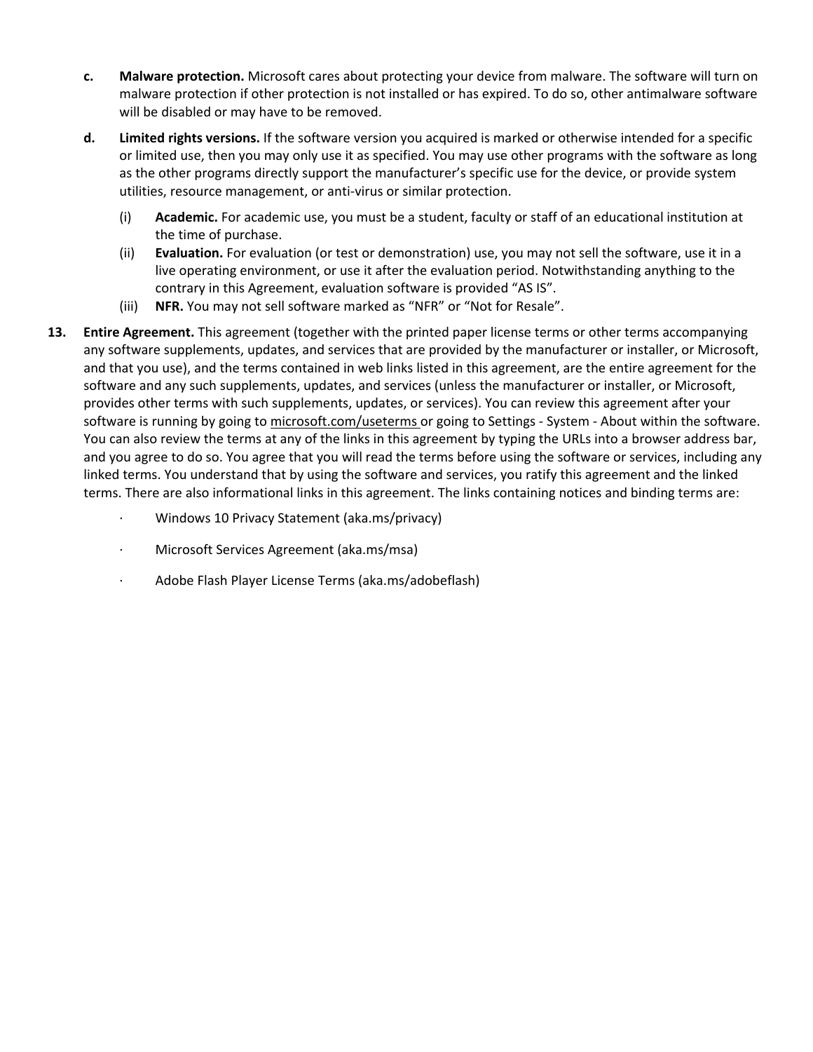c. **Malware protection.** Microsoft cares about protecting your device from malware. The software will turn on malware protection if other protection is not installed or has expired. To do so, other antimalware software will be disabled or may have to be removed.

d. **Limited rights versions.** If the software version you acquired is marked or otherwise intended for a specific or limited use, then you may only use it as specified. You may use other programs with the software as long as the other programs directly support the manufacturer's specific use for the device, or provide system utilities, resource management, or anti-virus or similar protection.

(i) **Academic.** For academic use, you must be a student, faculty or staff of an educational institution at the time of purchase.

(ii) **Evaluation.** For evaluation (or test or demonstration) use, you may not sell the software, use it in a live operating environment, or use it after the evaluation period. Notwithstanding anything to the contrary in this Agreement, evaluation software is provided "AS IS".

(iii) **NFR.** You may not sell software marked as "NFR" or "Not for Resale".

13. **Entire Agreement.** This agreement (together with the printed paper license terms or other terms accompanying any software supplements, updates, and services that are provided by the manufacturer or installer, or Microsoft, and that you use), and the terms contained in web links listed in this agreement, are the entire agreement for the software and any such supplements, updates, and services (unless the manufacturer or installer, or Microsoft, provides other terms with such supplements, updates, or services). You can review this agreement after your software is running by going to microsoft.com/useterms or going to Settings - System - About within the software. You can also review the terms at any of the links in this agreement by typing the URLs into a browser address bar, and you agree to do so. You agree that you will read the terms before using the software or services, including any linked terms. You understand that by using the software and services, you ratify this agreement and the linked terms. There are also informational links in this agreement. The links containing notices and binding terms are:

- Windows 10 Privacy Statement (aka.ms/privacy)
- Microsoft Services Agreement (aka.ms/msa)
- Adobe Flash Player License Terms (aka.ms/adobeflash)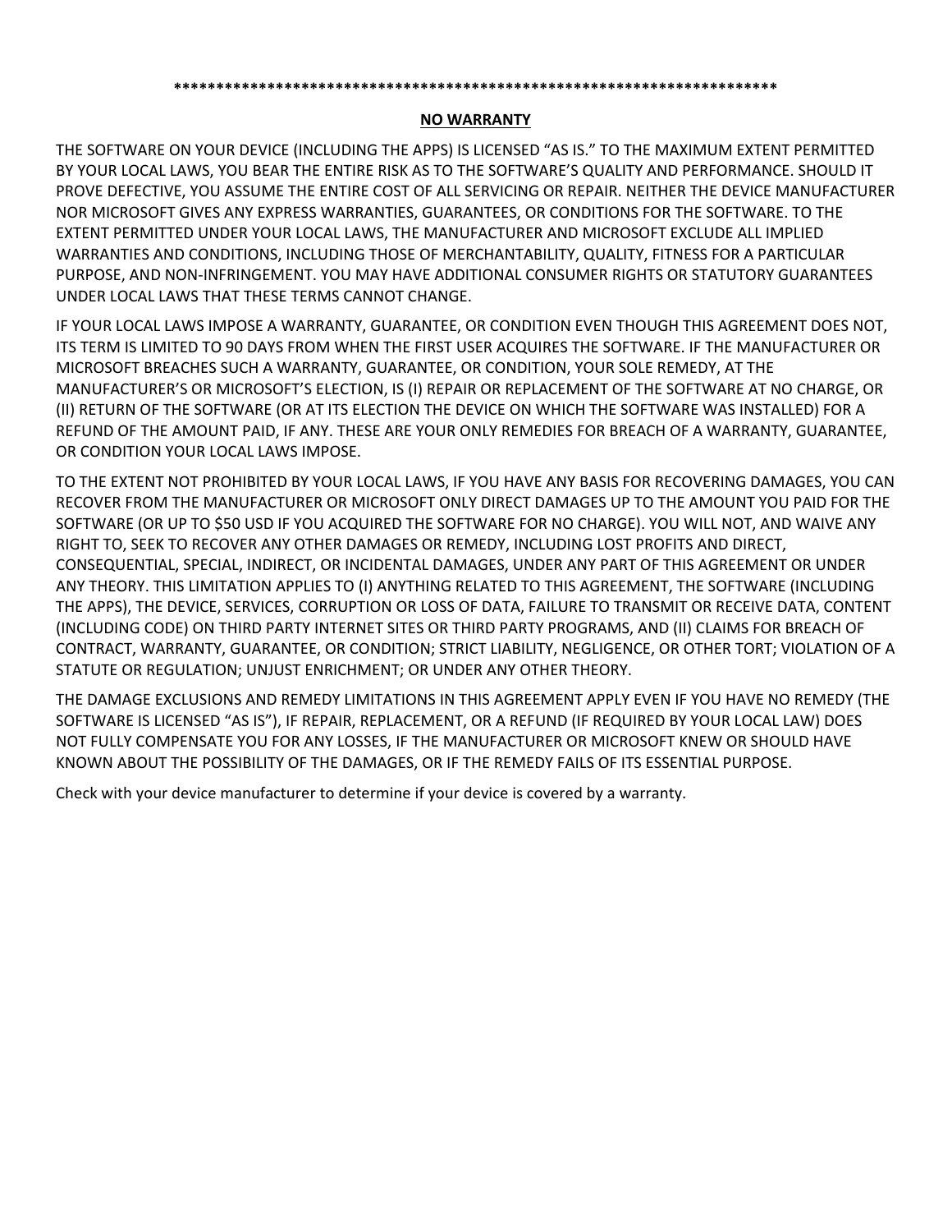*************************************************************************

**NO WARRANTY**

THE SOFTWARE ON YOUR DEVICE (INCLUDING THE APPS) IS LICENSED "AS IS." TO THE MAXIMUM EXTENT PERMITTED BY YOUR LOCAL LAWS, YOU BEAR THE ENTIRE RISK AS TO THE SOFTWARE'S QUALITY AND PERFORMANCE. SHOULD IT PROVE DEFECTIVE, YOU ASSUME THE ENTIRE COST OF ALL SERVICING OR REPAIR. NEITHER THE DEVICE MANUFACTURER NOR MICROSOFT GIVES ANY EXPRESS WARRANTIES, GUARANTEES, OR CONDITIONS FOR THE SOFTWARE. TO THE EXTENT PERMITTED UNDER YOUR LOCAL LAWS, THE MANUFACTURER AND MICROSOFT EXCLUDE ALL IMPLIED WARRANTIES AND CONDITIONS, INCLUDING THOSE OF MERCHANTABILITY, QUALITY, FITNESS FOR A PARTICULAR PURPOSE, AND NON-INFRINGEMENT. YOU MAY HAVE ADDITIONAL CONSUMER RIGHTS OR STATUTORY GUARANTEES UNDER LOCAL LAWS THAT THESE TERMS CANNOT CHANGE.

IF YOUR LOCAL LAWS IMPOSE A WARRANTY, GUARANTEE, OR CONDITION EVEN THOUGH THIS AGREEMENT DOES NOT, ITS TERM IS LIMITED TO 90 DAYS FROM WHEN THE FIRST USER ACQUIRES THE SOFTWARE. IF THE MANUFACTURER OR MICROSOFT BREACHES SUCH A WARRANTY, GUARANTEE, OR CONDITION, YOUR SOLE REMEDY, AT THE MANUFACTURER'S OR MICROSOFT'S ELECTION, IS (I) REPAIR OR REPLACEMENT OF THE SOFTWARE AT NO CHARGE, OR (II) RETURN OF THE SOFTWARE (OR AT ITS ELECTION THE DEVICE ON WHICH THE SOFTWARE WAS INSTALLED) FOR A REFUND OF THE AMOUNT PAID, IF ANY. THESE ARE YOUR ONLY REMEDIES FOR BREACH OF A WARRANTY, GUARANTEE, OR CONDITION YOUR LOCAL LAWS IMPOSE.

TO THE EXTENT NOT PROHIBITED BY YOUR LOCAL LAWS, IF YOU HAVE ANY BASIS FOR RECOVERING DAMAGES, YOU CAN RECOVER FROM THE MANUFACTURER OR MICROSOFT ONLY DIRECT DAMAGES UP TO THE AMOUNT YOU PAID FOR THE SOFTWARE (OR UP TO $50 USD IF YOU ACQUIRED THE SOFTWARE FOR NO CHARGE). YOU WILL NOT, AND WAIVE ANY RIGHT TO, SEEK TO RECOVER ANY OTHER DAMAGES OR REMEDY, INCLUDING LOST PROFITS AND DIRECT, CONSEQUENTIAL, SPECIAL, INDIRECT, OR INCIDENTAL DAMAGES, UNDER ANY PART OF THIS AGREEMENT OR UNDER ANY THEORY. THIS LIMITATION APPLIES TO (I) ANYTHING RELATED TO THIS AGREEMENT, THE SOFTWARE (INCLUDING THE APPS), THE DEVICE, SERVICES, CORRUPTION OR LOSS OF DATA, FAILURE TO TRANSMIT OR RECEIVE DATA, CONTENT (INCLUDING CODE) ON THIRD PARTY INTERNET SITES OR THIRD PARTY PROGRAMS, AND (II) CLAIMS FOR BREACH OF CONTRACT, WARRANTY, GUARANTEE, OR CONDITION; STRICT LIABILITY, NEGLIGENCE, OR OTHER TORT; VIOLATION OF A STATUTE OR REGULATION; UNJUST ENRICHMENT; OR UNDER ANY OTHER THEORY.

THE DAMAGE EXCLUSIONS AND REMEDY LIMITATIONS IN THIS AGREEMENT APPLY EVEN IF YOU HAVE NO REMEDY (THE SOFTWARE IS LICENSED "AS IS"), IF REPAIR, REPLACEMENT, OR A REFUND (IF REQUIRED BY YOUR LOCAL LAW) DOES NOT FULLY COMPENSATE YOU FOR ANY LOSSES, IF THE MANUFACTURER OR MICROSOFT KNEW OR SHOULD HAVE KNOWN ABOUT THE POSSIBILITY OF THE DAMAGES, OR IF THE REMEDY FAILS OF ITS ESSENTIAL PURPOSE.

Check with your device manufacturer to determine if your device is covered by a warranty.